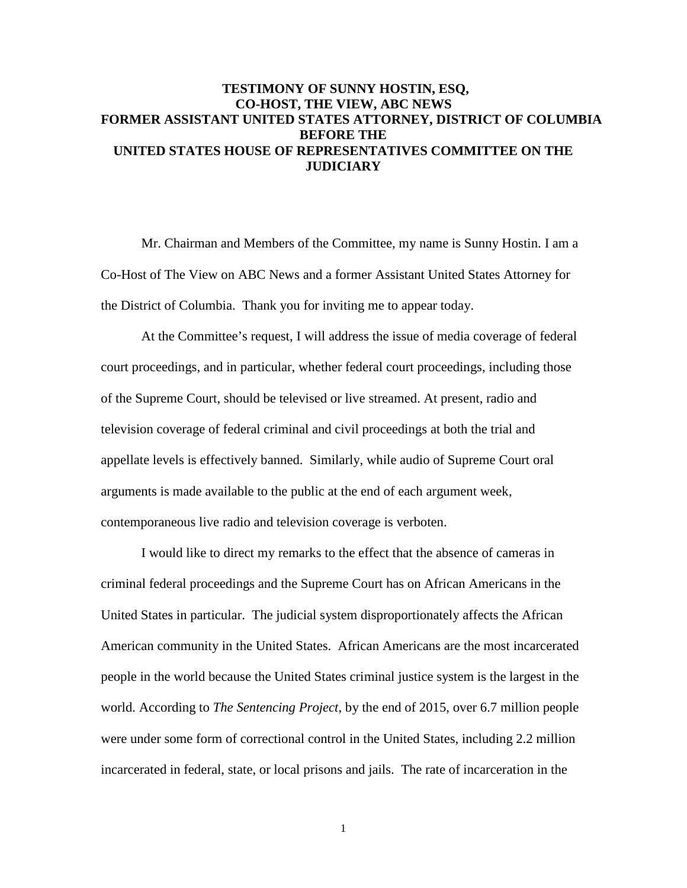# TESTIMONY OF SUNNY HOSTIN, ESQ, CO-HOST, THE VIEW, ABC NEWS FORMER ASSISTANT UNITED STATES ATTORNEY, DISTRICT OF COLUMBIA BEFORE THE UNITED STATES HOUSE OF REPRESENTATIVES COMMITTEE ON THE JUDICIARY

Mr. Chairman and Members of the Committee, my name is Sunny Hostin. I am a Co-Host of The View on ABC News and a former Assistant United States Attorney for the District of Columbia. Thank you for inviting me to appear today.

At the Committee's request, I will address the issue of media coverage of federal court proceedings, and in particular, whether federal court proceedings, including those of the Supreme Court, should be televised or live streamed. At present, radio and television coverage of federal criminal and civil proceedings at both the trial and appellate levels is effectively banned. Similarly, while audio of Supreme Court oral arguments is made available to the public at the end of each argument week, contemporaneous live radio and television coverage is verboten.

I would like to direct my remarks to the effect that the absence of cameras in criminal federal proceedings and the Supreme Court has on African Americans in the United States in particular. The judicial system disproportionately affects the African American community in the United States. African Americans are the most incarcerated people in the world because the United States criminal justice system is the largest in the world. According to *The Sentencing Project*, by the end of 2015, over 6.7 million people were under some form of correctional control in the United States, including 2.2 million incarcerated in federal, state, or local prisons and jails. The rate of incarceration in the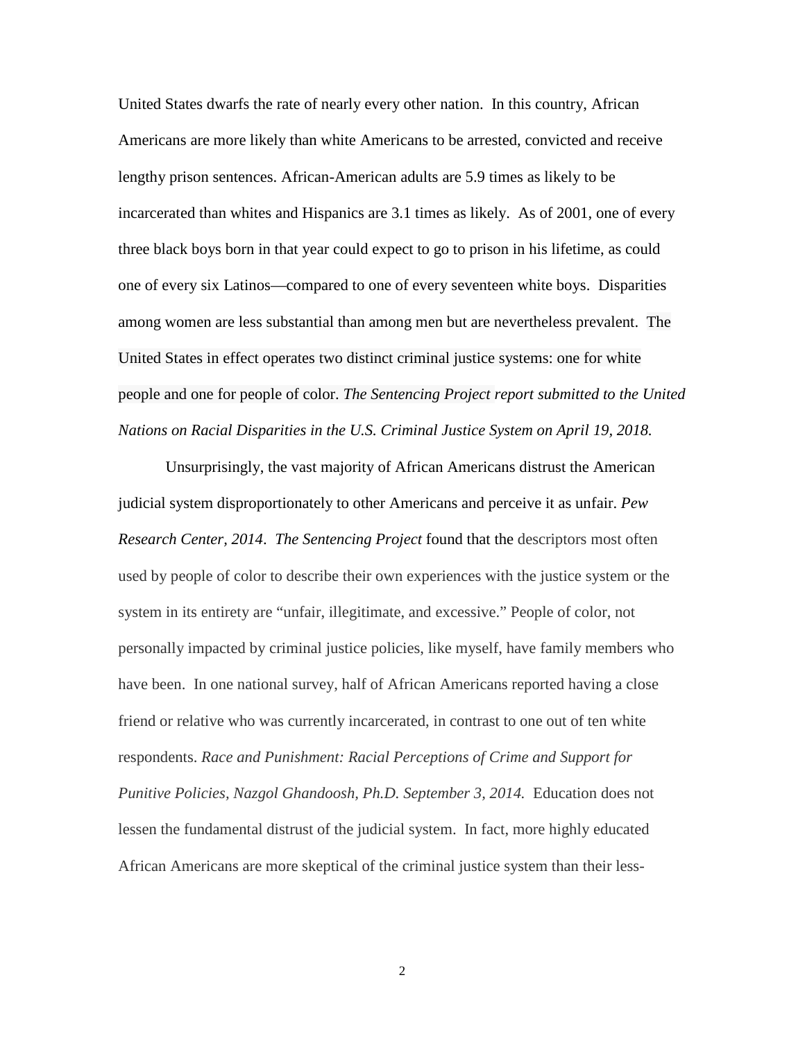United States dwarfs the rate of nearly every other nation. In this country, African Americans are more likely than white Americans to be arrested, convicted and receive lengthy prison sentences. African-American adults are 5.9 times as likely to be incarcerated than whites and Hispanics are 3.1 times as likely. As of 2001, one of every three black boys born in that year could expect to go to prison in his lifetime, as could one of every six Latinos—compared to one of every seventeen white boys. Disparities among women are less substantial than among men but are nevertheless prevalent. The United States in effect operates two distinct criminal justice systems: one for white people and one for people of color. *The Sentencing Project report submitted to the United Nations on Racial Disparities in the U.S. Criminal Justice System on April 19, 2018.*

Unsurprisingly, the vast majority of African Americans distrust the American judicial system disproportionately to other Americans and perceive it as unfair. *Pew Research Center, 2014. The Sentencing Project* found that the descriptors most often used by people of color to describe their own experiences with the justice system or the system in its entirety are "unfair, illegitimate, and excessive." People of color, not personally impacted by criminal justice policies, like myself, have family members who have been. In one national survey, half of African Americans reported having a close friend or relative who was currently incarcerated, in contrast to one out of ten white respondents. *Race and Punishment: Racial Perceptions of Crime and Support for Punitive Policies, Nazgol Ghandoosh, Ph.D. September 3, 2014.* Education does not lessen the fundamental distrust of the judicial system. In fact, more highly educated African Americans are more skeptical of the criminal justice system than their less-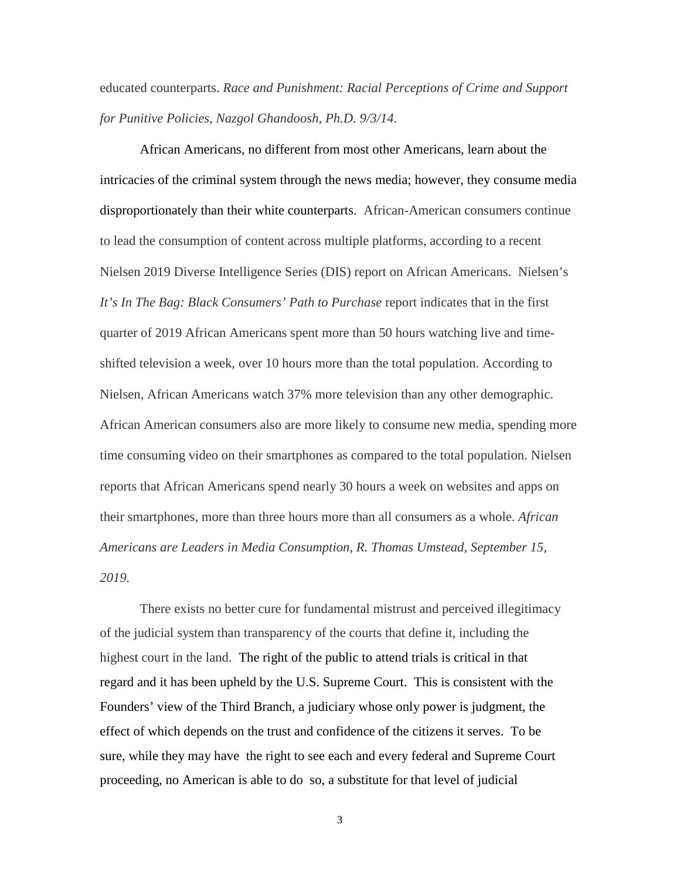educated counterparts. *Race and Punishment: Racial Perceptions of Crime and Support for Punitive Policies, Nazgol Ghandoosh, Ph.D. 9/3/14.*

African Americans, no different from most other Americans, learn about the intricacies of the criminal system through the news media; however, they consume media disproportionately than their white counterparts. African-American consumers continue to lead the consumption of content across multiple platforms, according to a recent Nielsen 2019 Diverse Intelligence Series (DIS) report on African Americans. Nielsen's *It's In The Bag: Black Consumers' Path to Purchase* report indicates that in the first quarter of 2019 African Americans spent more than 50 hours watching live and time-shifted television a week, over 10 hours more than the total population. According to Nielsen, African Americans watch 37% more television than any other demographic. African American consumers also are more likely to consume new media, spending more time consuming video on their smartphones as compared to the total population. Nielsen reports that African Americans spend nearly 30 hours a week on websites and apps on their smartphones, more than three hours more than all consumers as a whole. *African Americans are Leaders in Media Consumption, R. Thomas Umstead, September 15, 2019.*

There exists no better cure for fundamental mistrust and perceived illegitimacy of the judicial system than transparency of the courts that define it, including the highest court in the land. The right of the public to attend trials is critical in that regard and it has been upheld by the U.S. Supreme Court. This is consistent with the Founders' view of the Third Branch, a judiciary whose only power is judgment, the effect of which depends on the trust and confidence of the citizens it serves. To be sure, while they may have the right to see each and every federal and Supreme Court proceeding, no American is able to do so, a substitute for that level of judicial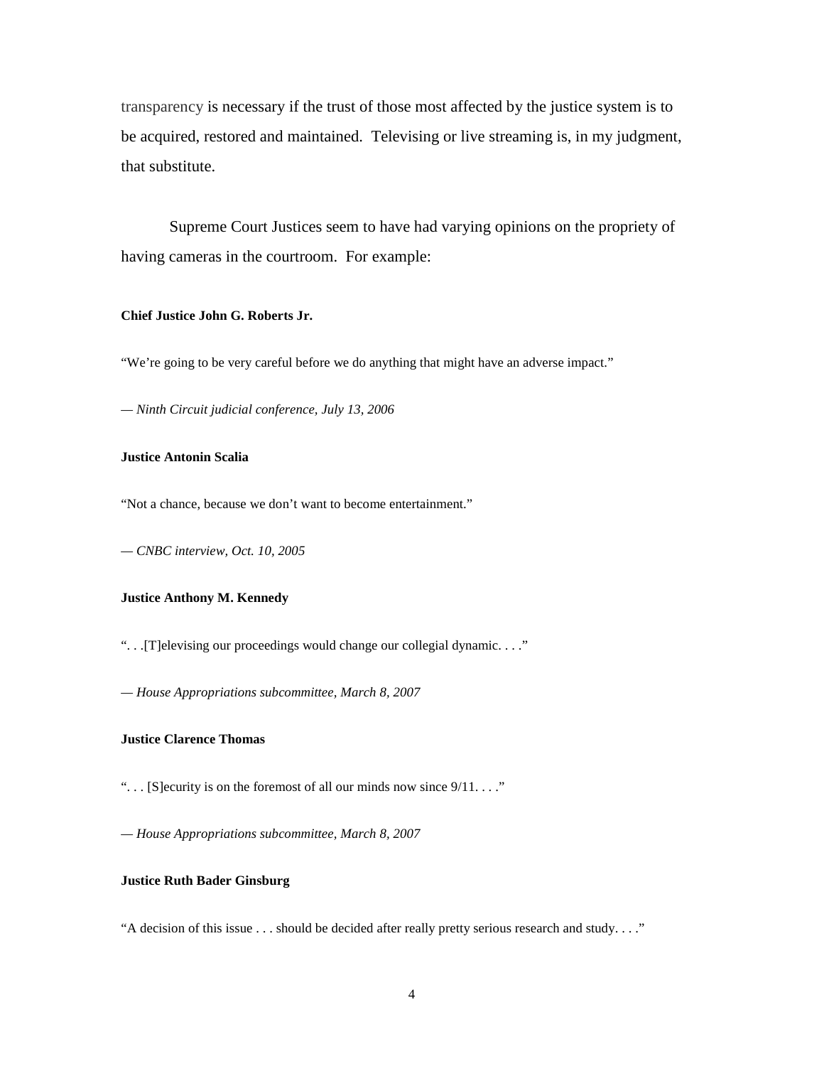transparency is necessary if the trust of those most affected by the justice system is to be acquired, restored and maintained. Televising or live streaming is, in my judgment, that substitute.

Supreme Court Justices seem to have had varying opinions on the propriety of having cameras in the courtroom. For example:

**Chief Justice John G. Roberts Jr.**

"We're going to be very careful before we do anything that might have an adverse impact."

— *Ninth Circuit judicial conference, July 13, 2006*

**Justice Antonin Scalia**

"Not a chance, because we don't want to become entertainment."

— *CNBC interview, Oct. 10, 2005*

**Justice Anthony M. Kennedy**

". . .[T]elevising our proceedings would change our collegial dynamic. . . ."

— *House Appropriations subcommittee, March 8, 2007*

**Justice Clarence Thomas**

". . . [S]ecurity is on the foremost of all our minds now since 9/11. . . ."

— *House Appropriations subcommittee, March 8, 2007*

**Justice Ruth Bader Ginsburg**

"A decision of this issue . . . should be decided after really pretty serious research and study. . . ."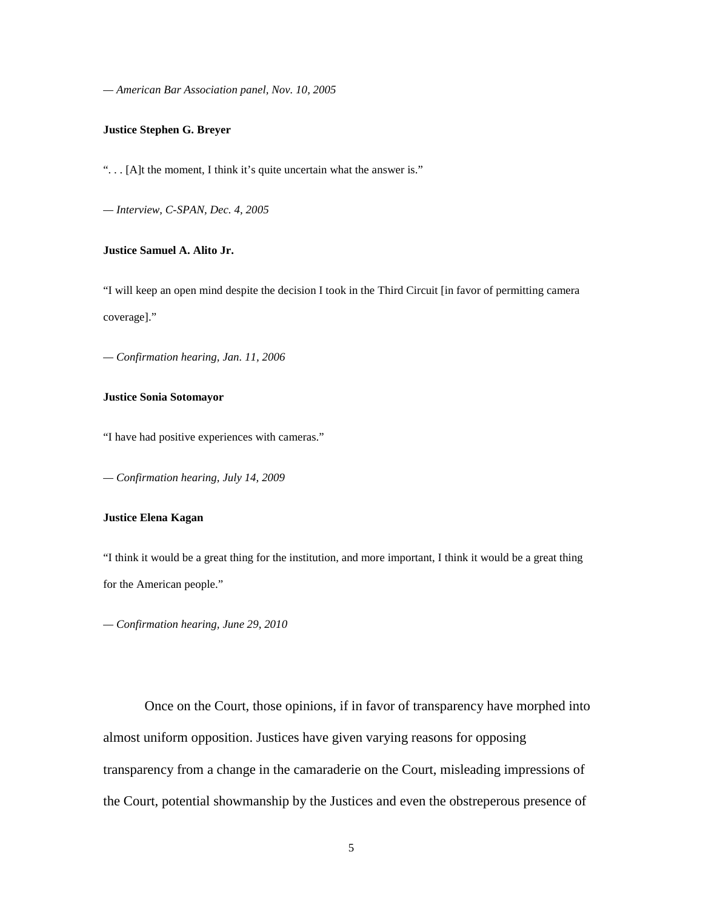— *American Bar Association panel, Nov. 10, 2005*

**Justice Stephen G. Breyer**

". . . [A]t the moment, I think it's quite uncertain what the answer is."

— *Interview, C-SPAN, Dec. 4, 2005*

**Justice Samuel A. Alito Jr.**

"I will keep an open mind despite the decision I took in the Third Circuit [in favor of permitting camera coverage]."

— *Confirmation hearing, Jan. 11, 2006*

**Justice Sonia Sotomayor**

"I have had positive experiences with cameras."

— *Confirmation hearing, July 14, 2009*

**Justice Elena Kagan**

"I think it would be a great thing for the institution, and more important, I think it would be a great thing for the American people."

— *Confirmation hearing, June 29, 2010*

Once on the Court, those opinions, if in favor of transparency have morphed into almost uniform opposition. Justices have given varying reasons for opposing transparency from a change in the camaraderie on the Court, misleading impressions of the Court, potential showmanship by the Justices and even the obstreperous presence of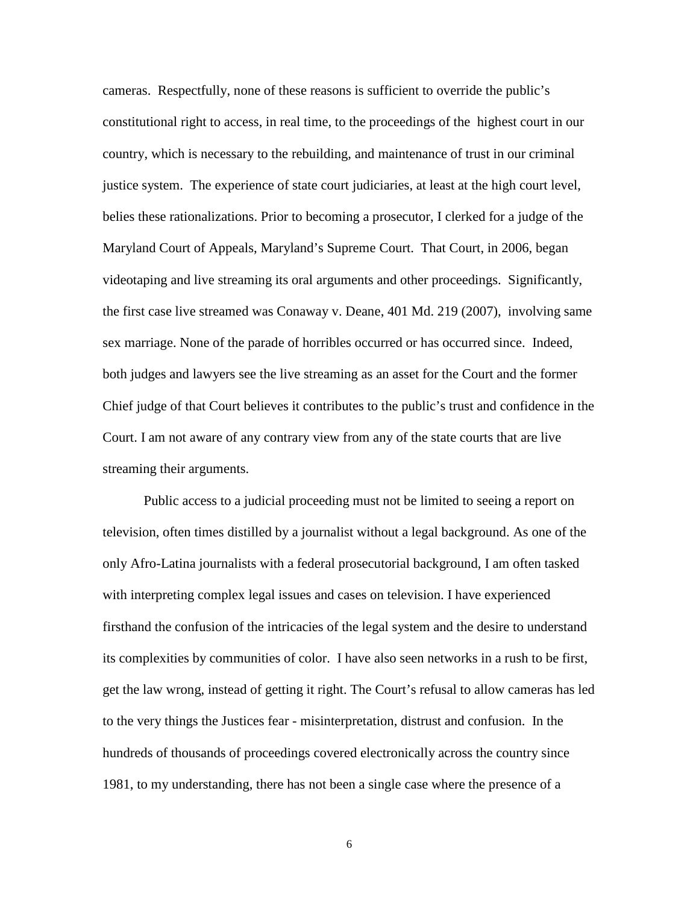cameras. Respectfully, none of these reasons is sufficient to override the public's constitutional right to access, in real time, to the proceedings of the highest court in our country, which is necessary to the rebuilding, and maintenance of trust in our criminal justice system. The experience of state court judiciaries, at least at the high court level, belies these rationalizations. Prior to becoming a prosecutor, I clerked for a judge of the Maryland Court of Appeals, Maryland's Supreme Court. That Court, in 2006, began videotaping and live streaming its oral arguments and other proceedings. Significantly, the first case live streamed was Conaway v. Deane, 401 Md. 219 (2007), involving same sex marriage. None of the parade of horribles occurred or has occurred since. Indeed, both judges and lawyers see the live streaming as an asset for the Court and the former Chief judge of that Court believes it contributes to the public's trust and confidence in the Court. I am not aware of any contrary view from any of the state courts that are live streaming their arguments.

Public access to a judicial proceeding must not be limited to seeing a report on television, often times distilled by a journalist without a legal background. As one of the only Afro-Latina journalists with a federal prosecutorial background, I am often tasked with interpreting complex legal issues and cases on television. I have experienced firsthand the confusion of the intricacies of the legal system and the desire to understand its complexities by communities of color. I have also seen networks in a rush to be first, get the law wrong, instead of getting it right. The Court's refusal to allow cameras has led to the very things the Justices fear - misinterpretation, distrust and confusion. In the hundreds of thousands of proceedings covered electronically across the country since 1981, to my understanding, there has not been a single case where the presence of a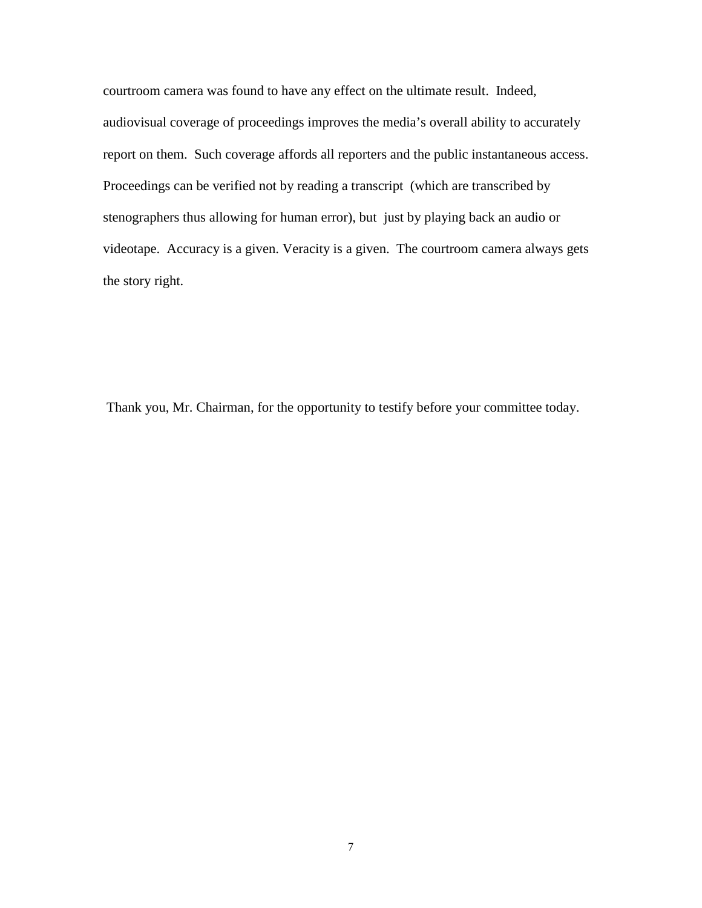courtroom camera was found to have any effect on the ultimate result. Indeed, audiovisual coverage of proceedings improves the media's overall ability to accurately report on them. Such coverage affords all reporters and the public instantaneous access. Proceedings can be verified not by reading a transcript (which are transcribed by stenographers thus allowing for human error), but just by playing back an audio or videotape. Accuracy is a given. Veracity is a given. The courtroom camera always gets the story right.

Thank you, Mr. Chairman, for the opportunity to testify before your committee today.